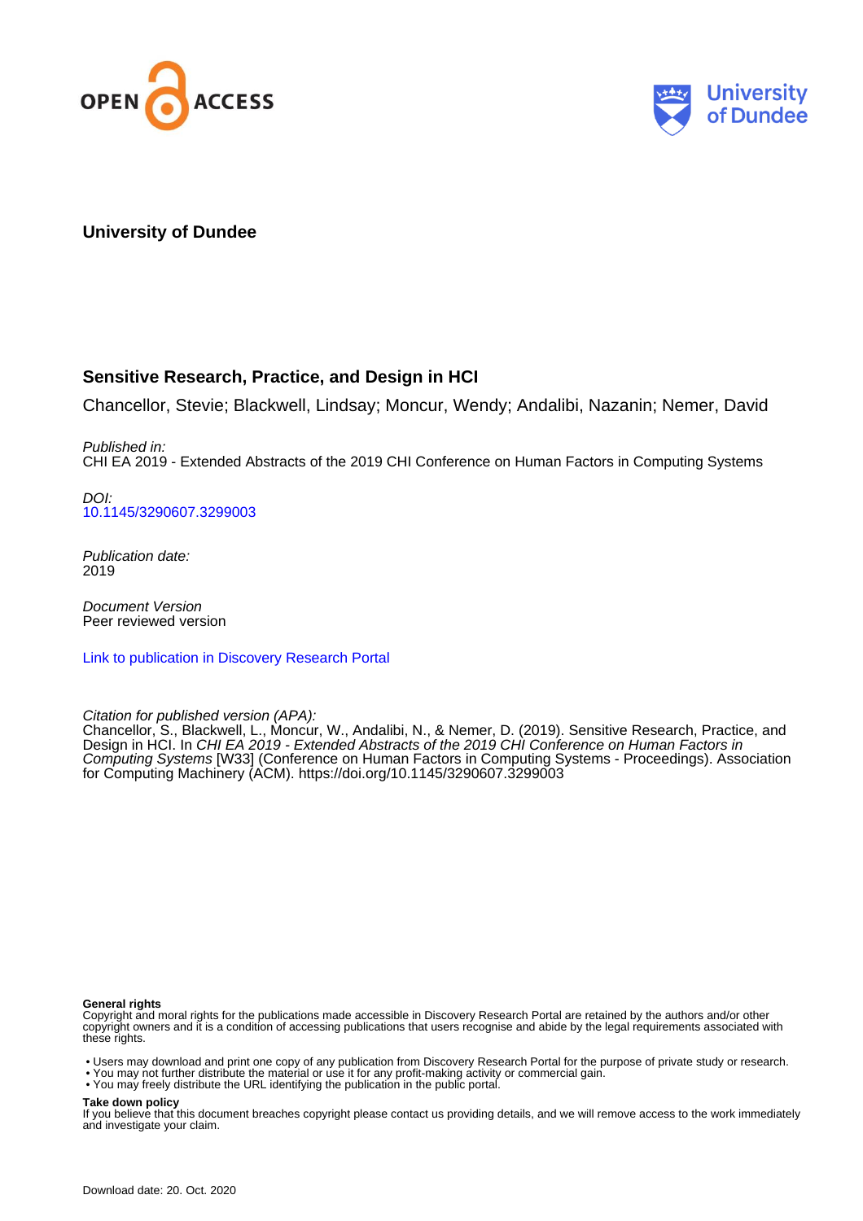OPEN ACCESS

University of Dundee

**University of Dundee**

# Sensitive Research, Practice, and Design in HCI

Chancellor, Stevie; Blackwell, Lindsay; Moncur, Wendy; Andalibi, Nazanin; Nemer, David

*Published in:*
CHI EA 2019 - Extended Abstracts of the 2019 CHI Conference on Human Factors in Computing Systems

*DOI:*
10.1145/3290607.3299003

*Publication date:*
2019

*Document Version*
Peer reviewed version

Link to publication in Discovery Research Portal

*Citation for published version (APA):*
Chancellor, S., Blackwell, L., Moncur, W., Andalibi, N., & Nemer, D. (2019). Sensitive Research, Practice, and Design in HCI. In *CHI EA 2019 - Extended Abstracts of the 2019 CHI Conference on Human Factors in Computing Systems* [W33] (Conference on Human Factors in Computing Systems - Proceedings). Association for Computing Machinery (ACM). https://doi.org/10.1145/3290607.3299003

**General rights**
Copyright and moral rights for the publications made accessible in Discovery Research Portal are retained by the authors and/or other copyright owners and it is a condition of accessing publications that users recognise and abide by the legal requirements associated with these rights.

- Users may download and print one copy of any publication from Discovery Research Portal for the purpose of private study or research.
- You may not further distribute the material or use it for any profit-making activity or commercial gain.
- You may freely distribute the URL identifying the publication in the public portal.

**Take down policy**
If you believe that this document breaches copyright please contact us providing details, and we will remove access to the work immediately and investigate your claim.

Download date: 20. Oct. 2020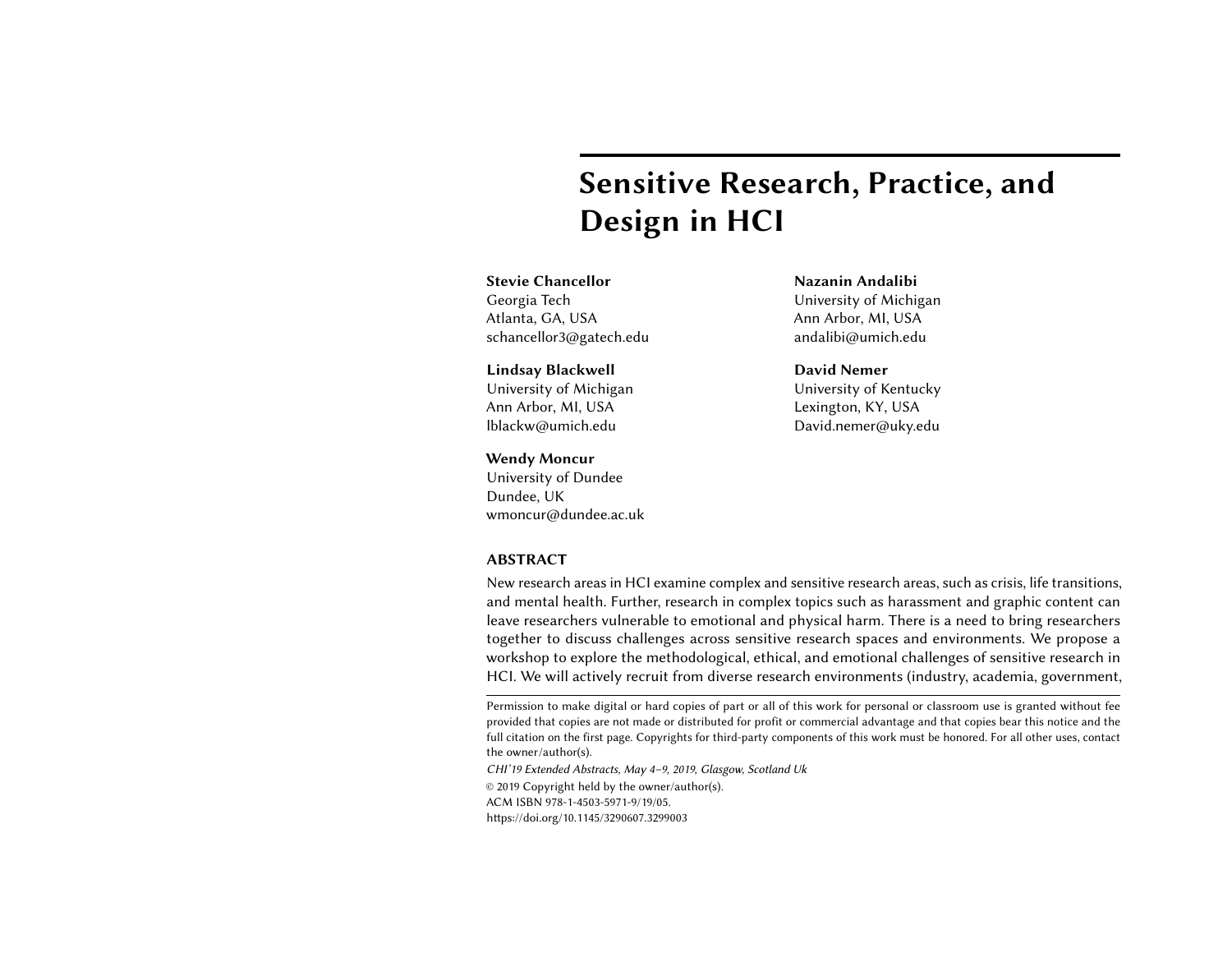# Sensitive Research, Practice, and Design in HCI

**Stevie Chancellor**
Georgia Tech
Atlanta, GA, USA
schancellor3@gatech.edu

**Nazanin Andalibi**
University of Michigan
Ann Arbor, MI, USA
andalibi@umich.edu

**Lindsay Blackwell**
University of Michigan
Ann Arbor, MI, USA
lblackw@umich.edu

**David Nemer**
University of Kentucky
Lexington, KY, USA
David.nemer@uky.edu

**Wendy Moncur**
University of Dundee
Dundee, UK
wmoncur@dundee.ac.uk

## ABSTRACT

New research areas in HCI examine complex and sensitive research areas, such as crisis, life transitions, and mental health. Further, research in complex topics such as harassment and graphic content can leave researchers vulnerable to emotional and physical harm. There is a need to bring researchers together to discuss challenges across sensitive research spaces and environments. We propose a workshop to explore the methodological, ethical, and emotional challenges of sensitive research in HCI. We will actively recruit from diverse research environments (industry, academia, government,

Permission to make digital or hard copies of part or all of this work for personal or classroom use is granted without fee provided that copies are not made or distributed for profit or commercial advantage and that copies bear this notice and the full citation on the first page. Copyrights for third-party components of this work must be honored. For all other uses, contact the owner/author(s).

*CHI'19 Extended Abstracts, May 4–9, 2019, Glasgow, Scotland Uk*

© 2019 Copyright held by the owner/author(s).

ACM ISBN 978-1-4503-5971-9/19/05.

https://doi.org/10.1145/3290607.3299003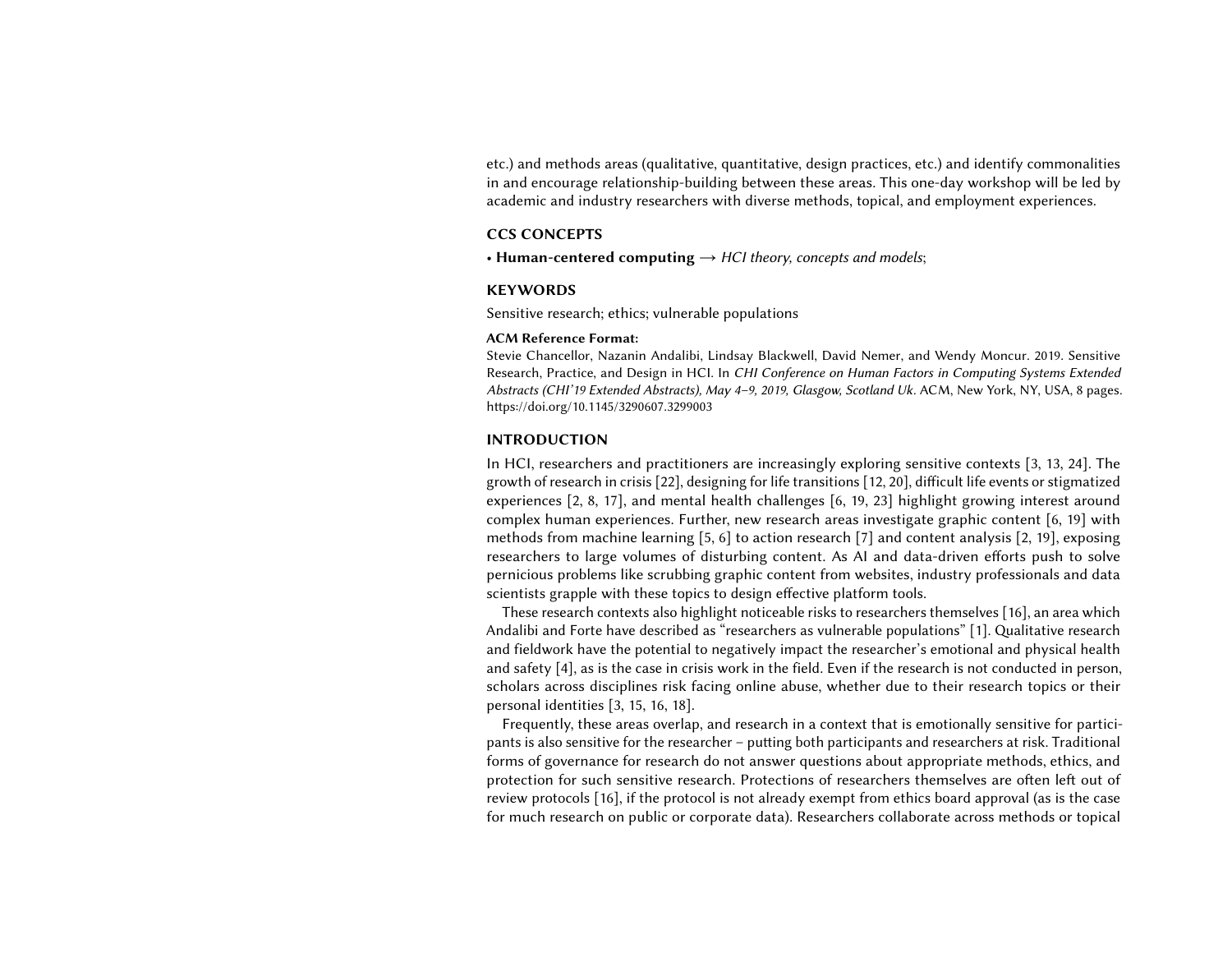etc.) and methods areas (qualitative, quantitative, design practices, etc.) and identify commonalities in and encourage relationship-building between these areas. This one-day workshop will be led by academic and industry researchers with diverse methods, topical, and employment experiences.

## CCS CONCEPTS

• **Human-centered computing** → *HCI theory, concepts and models*;

## KEYWORDS

Sensitive research; ethics; vulnerable populations

**ACM Reference Format:**

Stevie Chancellor, Nazanin Andalibi, Lindsay Blackwell, David Nemer, and Wendy Moncur. 2019. Sensitive Research, Practice, and Design in HCI. In *CHI Conference on Human Factors in Computing Systems Extended Abstracts (CHI'19 Extended Abstracts), May 4–9, 2019, Glasgow, Scotland Uk*. ACM, New York, NY, USA, 8 pages. https://doi.org/10.1145/3290607.3299003

## INTRODUCTION

In HCI, researchers and practitioners are increasingly exploring sensitive contexts [3, 13, 24]. The growth of research in crisis [22], designing for life transitions [12, 20], difficult life events or stigmatized experiences [2, 8, 17], and mental health challenges [6, 19, 23] highlight growing interest around complex human experiences. Further, new research areas investigate graphic content [6, 19] with methods from machine learning [5, 6] to action research [7] and content analysis [2, 19], exposing researchers to large volumes of disturbing content. As AI and data-driven efforts push to solve pernicious problems like scrubbing graphic content from websites, industry professionals and data scientists grapple with these topics to design effective platform tools.

These research contexts also highlight noticeable risks to researchers themselves [16], an area which Andalibi and Forte have described as "researchers as vulnerable populations" [1]. Qualitative research and fieldwork have the potential to negatively impact the researcher's emotional and physical health and safety [4], as is the case in crisis work in the field. Even if the research is not conducted in person, scholars across disciplines risk facing online abuse, whether due to their research topics or their personal identities [3, 15, 16, 18].

Frequently, these areas overlap, and research in a context that is emotionally sensitive for participants is also sensitive for the researcher – putting both participants and researchers at risk. Traditional forms of governance for research do not answer questions about appropriate methods, ethics, and protection for such sensitive research. Protections of researchers themselves are often left out of review protocols [16], if the protocol is not already exempt from ethics board approval (as is the case for much research on public or corporate data). Researchers collaborate across methods or topical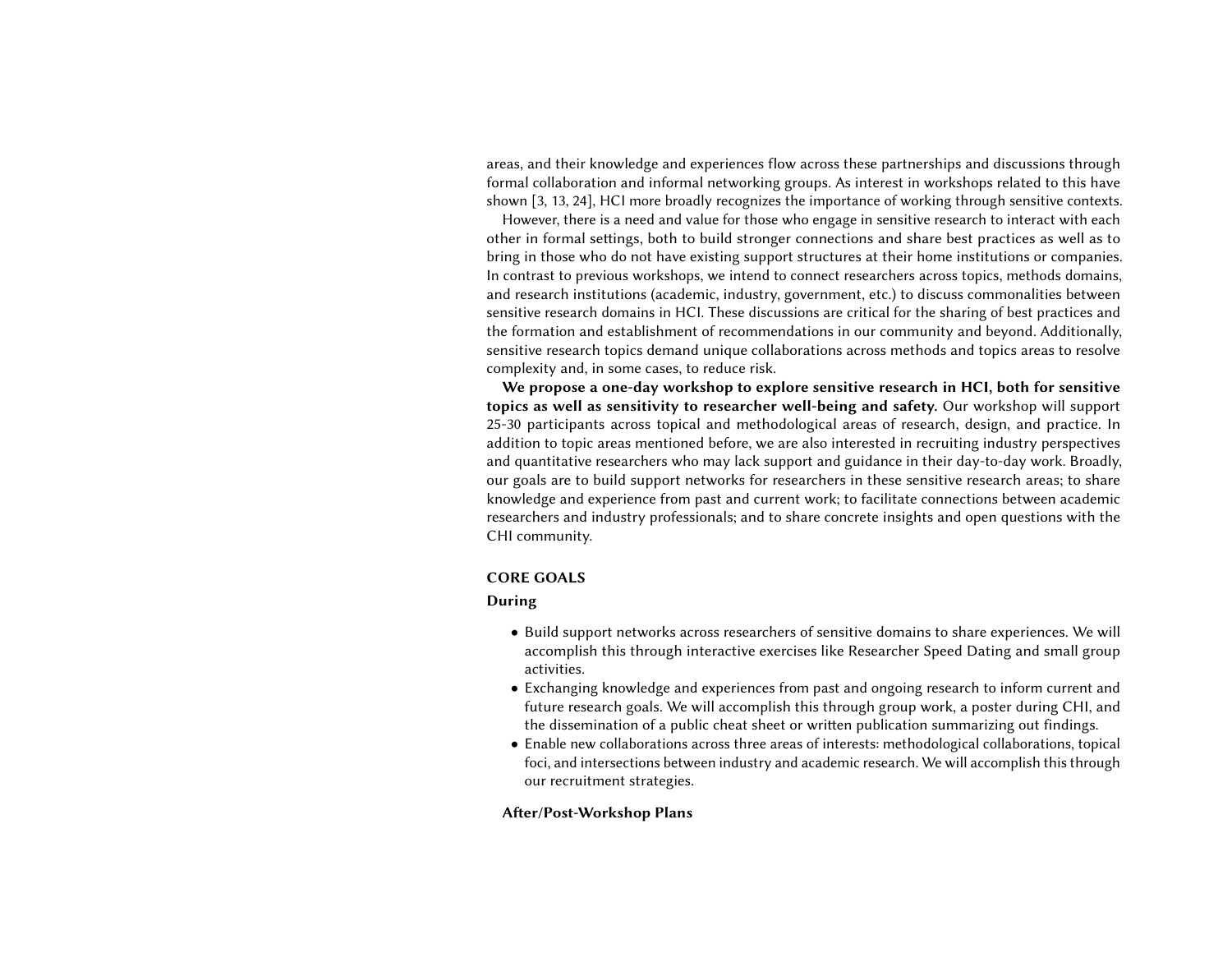areas, and their knowledge and experiences flow across these partnerships and discussions through formal collaboration and informal networking groups. As interest in workshops related to this have shown [3, 13, 24], HCI more broadly recognizes the importance of working through sensitive contexts.

However, there is a need and value for those who engage in sensitive research to interact with each other in formal settings, both to build stronger connections and share best practices as well as to bring in those who do not have existing support structures at their home institutions or companies. In contrast to previous workshops, we intend to connect researchers across topics, methods domains, and research institutions (academic, industry, government, etc.) to discuss commonalities between sensitive research domains in HCI. These discussions are critical for the sharing of best practices and the formation and establishment of recommendations in our community and beyond. Additionally, sensitive research topics demand unique collaborations across methods and topics areas to resolve complexity and, in some cases, to reduce risk.

**We propose a one-day workshop to explore sensitive research in HCI, both for sensitive topics as well as sensitivity to researcher well-being and safety.** Our workshop will support 25-30 participants across topical and methodological areas of research, design, and practice. In addition to topic areas mentioned before, we are also interested in recruiting industry perspectives and quantitative researchers who may lack support and guidance in their day-to-day work. Broadly, our goals are to build support networks for researchers in these sensitive research areas; to share knowledge and experience from past and current work; to facilitate connections between academic researchers and industry professionals; and to share concrete insights and open questions with the CHI community.

## CORE GOALS

### During

- Build support networks across researchers of sensitive domains to share experiences. We will accomplish this through interactive exercises like Researcher Speed Dating and small group activities.
- Exchanging knowledge and experiences from past and ongoing research to inform current and future research goals. We will accomplish this through group work, a poster during CHI, and the dissemination of a public cheat sheet or written publication summarizing out findings.
- Enable new collaborations across three areas of interests: methodological collaborations, topical foci, and intersections between industry and academic research. We will accomplish this through our recruitment strategies.

### After/Post-Workshop Plans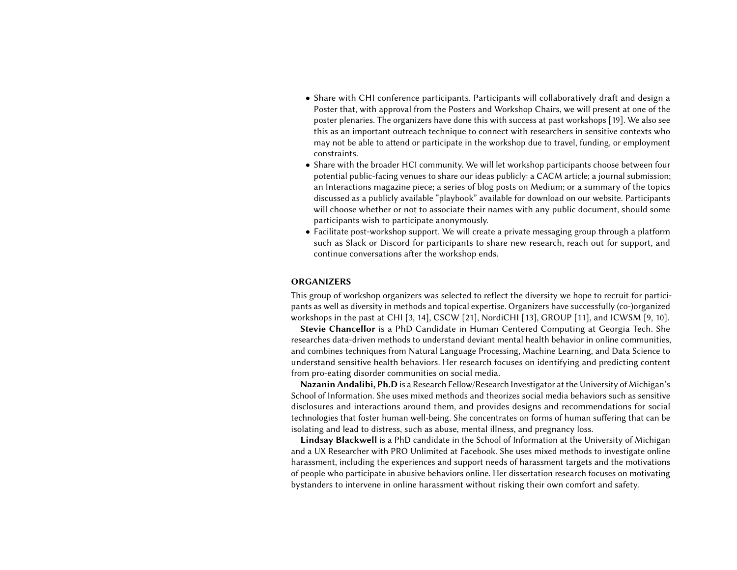- Share with CHI conference participants. Participants will collaboratively draft and design a Poster that, with approval from the Posters and Workshop Chairs, we will present at one of the poster plenaries. The organizers have done this with success at past workshops [19]. We also see this as an important outreach technique to connect with researchers in sensitive contexts who may not be able to attend or participate in the workshop due to travel, funding, or employment constraints.
- Share with the broader HCI community. We will let workshop participants choose between four potential public-facing venues to share our ideas publicly: a CACM article; a journal submission; an Interactions magazine piece; a series of blog posts on Medium; or a summary of the topics discussed as a publicly available "playbook" available for download on our website. Participants will choose whether or not to associate their names with any public document, should some participants wish to participate anonymously.
- Facilitate post-workshop support. We will create a private messaging group through a platform such as Slack or Discord for participants to share new research, reach out for support, and continue conversations after the workshop ends.

## ORGANIZERS

This group of workshop organizers was selected to reflect the diversity we hope to recruit for participants as well as diversity in methods and topical expertise. Organizers have successfully (co-)organized workshops in the past at CHI [3, 14], CSCW [21], NordiCHI [13], GROUP [11], and ICWSM [9, 10].

**Stevie Chancellor** is a PhD Candidate in Human Centered Computing at Georgia Tech. She researches data-driven methods to understand deviant mental health behavior in online communities, and combines techniques from Natural Language Processing, Machine Learning, and Data Science to understand sensitive health behaviors. Her research focuses on identifying and predicting content from pro-eating disorder communities on social media.

**Nazanin Andalibi, Ph.D** is a Research Fellow/Research Investigator at the University of Michigan's School of Information. She uses mixed methods and theorizes social media behaviors such as sensitive disclosures and interactions around them, and provides designs and recommendations for social technologies that foster human well-being. She concentrates on forms of human suffering that can be isolating and lead to distress, such as abuse, mental illness, and pregnancy loss.

**Lindsay Blackwell** is a PhD candidate in the School of Information at the University of Michigan and a UX Researcher with PRO Unlimited at Facebook. She uses mixed methods to investigate online harassment, including the experiences and support needs of harassment targets and the motivations of people who participate in abusive behaviors online. Her dissertation research focuses on motivating bystanders to intervene in online harassment without risking their own comfort and safety.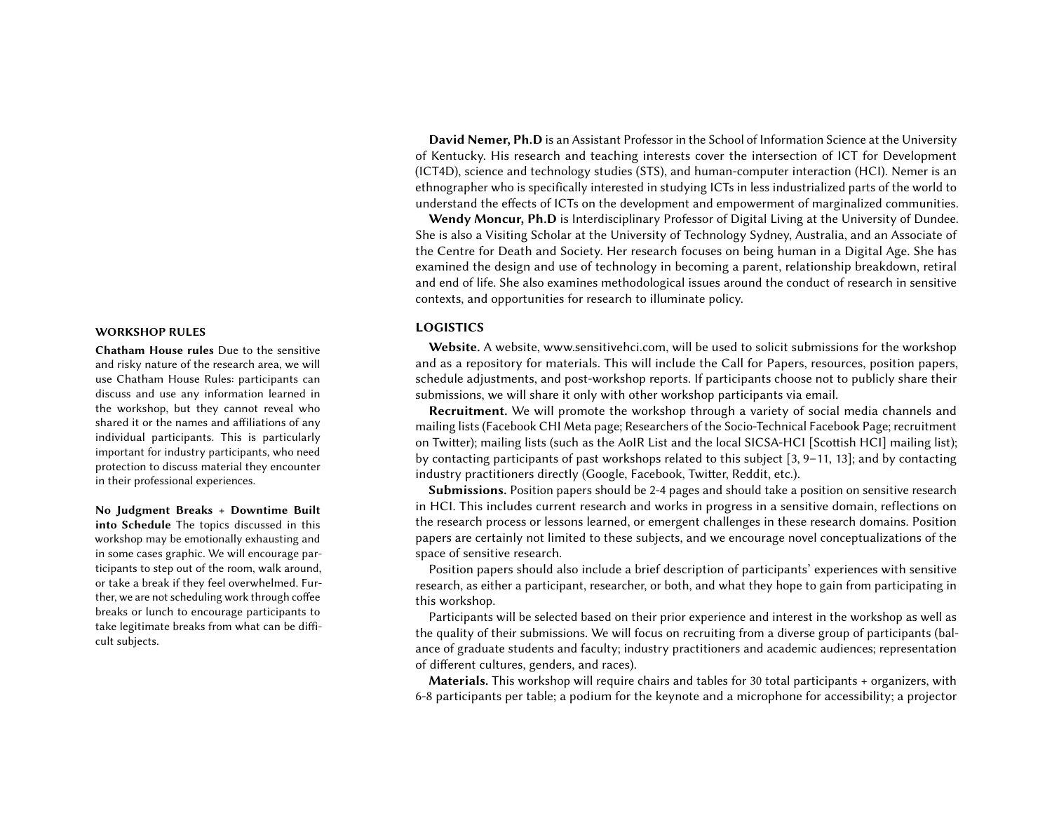**David Nemer, Ph.D** is an Assistant Professor in the School of Information Science at the University of Kentucky. His research and teaching interests cover the intersection of ICT for Development (ICT4D), science and technology studies (STS), and human-computer interaction (HCI). Nemer is an ethnographer who is specifically interested in studying ICTs in less industrialized parts of the world to understand the effects of ICTs on the development and empowerment of marginalized communities.

**Wendy Moncur, Ph.D** is Interdisciplinary Professor of Digital Living at the University of Dundee. She is also a Visiting Scholar at the University of Technology Sydney, Australia, and an Associate of the Centre for Death and Society. Her research focuses on being human in a Digital Age. She has examined the design and use of technology in becoming a parent, relationship breakdown, retiral and end of life. She also examines methodological issues around the conduct of research in sensitive contexts, and opportunities for research to illuminate policy.

## LOGISTICS

**Website.** A website, www.sensitivehci.com, will be used to solicit submissions for the workshop and as a repository for materials. This will include the Call for Papers, resources, position papers, schedule adjustments, and post-workshop reports. If participants choose not to publicly share their submissions, we will share it only with other workshop participants via email.

**Recruitment.** We will promote the workshop through a variety of social media channels and mailing lists (Facebook CHI Meta page; Researchers of the Socio-Technical Facebook Page; recruitment on Twitter); mailing lists (such as the AoIR List and the local SICSA-HCI [Scottish HCI] mailing list); by contacting participants of past workshops related to this subject [3, 9–11, 13]; and by contacting industry practitioners directly (Google, Facebook, Twitter, Reddit, etc.).

**Submissions.** Position papers should be 2-4 pages and should take a position on sensitive research in HCI. This includes current research and works in progress in a sensitive domain, reflections on the research process or lessons learned, or emergent challenges in these research domains. Position papers are certainly not limited to these subjects, and we encourage novel conceptualizations of the space of sensitive research.

Position papers should also include a brief description of participants' experiences with sensitive research, as either a participant, researcher, or both, and what they hope to gain from participating in this workshop.

Participants will be selected based on their prior experience and interest in the workshop as well as the quality of their submissions. We will focus on recruiting from a diverse group of participants (balance of graduate students and faculty; industry practitioners and academic audiences; representation of different cultures, genders, and races).

**Materials.** This workshop will require chairs and tables for 30 total participants + organizers, with 6-8 participants per table; a podium for the keynote and a microphone for accessibility; a projector

## WORKSHOP RULES

**Chatham House rules** Due to the sensitive and risky nature of the research area, we will use Chatham House Rules: participants can discuss and use any information learned in the workshop, but they cannot reveal who shared it or the names and affiliations of any individual participants. This is particularly important for industry participants, who need protection to discuss material they encounter in their professional experiences.

**No Judgment Breaks + Downtime Built into Schedule** The topics discussed in this workshop may be emotionally exhausting and in some cases graphic. We will encourage participants to step out of the room, walk around, or take a break if they feel overwhelmed. Further, we are not scheduling work through coffee breaks or lunch to encourage participants to take legitimate breaks from what can be difficult subjects.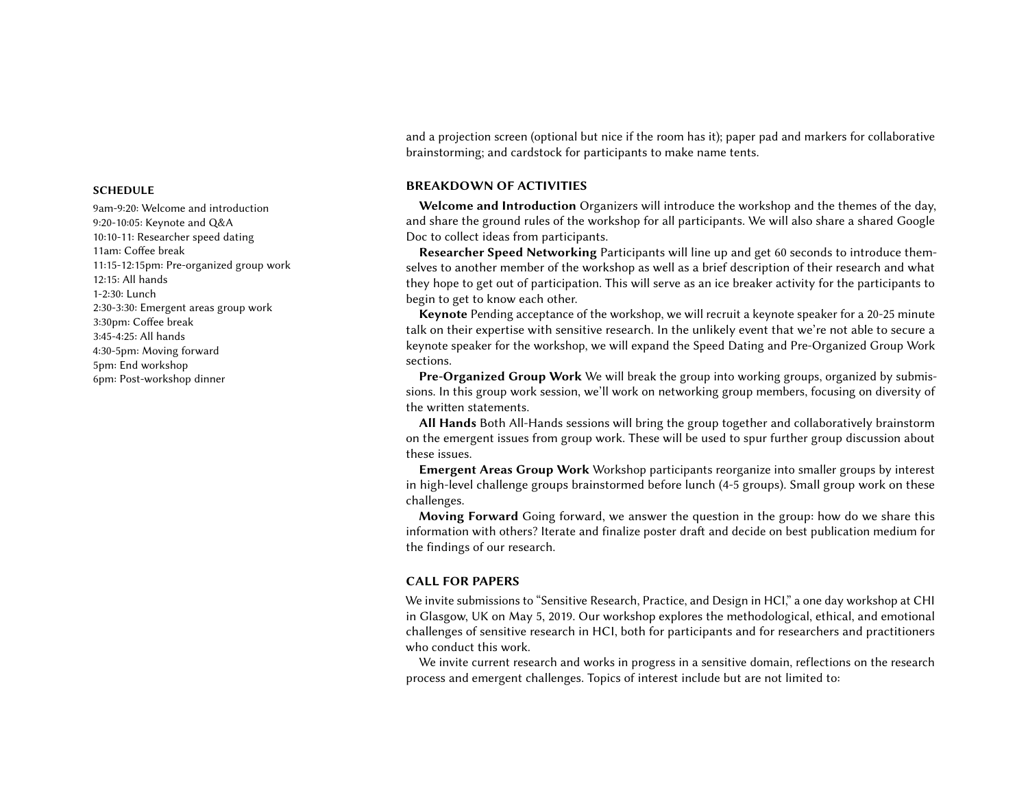and a projection screen (optional but nice if the room has it); paper pad and markers for collaborative brainstorming; and cardstock for participants to make name tents.

### SCHEDULE

9am-9:20: Welcome and introduction
9:20-10:05: Keynote and Q&A
10:10-11: Researcher speed dating
11am: Coffee break
11:15-12:15pm: Pre-organized group work
12:15: All hands
1-2:30: Lunch
2:30-3:30: Emergent areas group work
3:30pm: Coffee break
3:45-4:25: All hands
4:30-5pm: Moving forward
5pm: End workshop
6pm: Post-workshop dinner

### BREAKDOWN OF ACTIVITIES

**Welcome and Introduction** Organizers will introduce the workshop and the themes of the day, and share the ground rules of the workshop for all participants. We will also share a shared Google Doc to collect ideas from participants.

**Researcher Speed Networking** Participants will line up and get 60 seconds to introduce themselves to another member of the workshop as well as a brief description of their research and what they hope to get out of participation. This will serve as an ice breaker activity for the participants to begin to get to know each other.

**Keynote** Pending acceptance of the workshop, we will recruit a keynote speaker for a 20-25 minute talk on their expertise with sensitive research. In the unlikely event that we're not able to secure a keynote speaker for the workshop, we will expand the Speed Dating and Pre-Organized Group Work sections.

**Pre-Organized Group Work** We will break the group into working groups, organized by submissions. In this group work session, we'll work on networking group members, focusing on diversity of the written statements.

**All Hands** Both All-Hands sessions will bring the group together and collaboratively brainstorm on the emergent issues from group work. These will be used to spur further group discussion about these issues.

**Emergent Areas Group Work** Workshop participants reorganize into smaller groups by interest in high-level challenge groups brainstormed before lunch (4-5 groups). Small group work on these challenges.

**Moving Forward** Going forward, we answer the question in the group: how do we share this information with others? Iterate and finalize poster draft and decide on best publication medium for the findings of our research.

### CALL FOR PAPERS

We invite submissions to "Sensitive Research, Practice, and Design in HCI," a one day workshop at CHI in Glasgow, UK on May 5, 2019. Our workshop explores the methodological, ethical, and emotional challenges of sensitive research in HCI, both for participants and for researchers and practitioners who conduct this work.

We invite current research and works in progress in a sensitive domain, reflections on the research process and emergent challenges. Topics of interest include but are not limited to: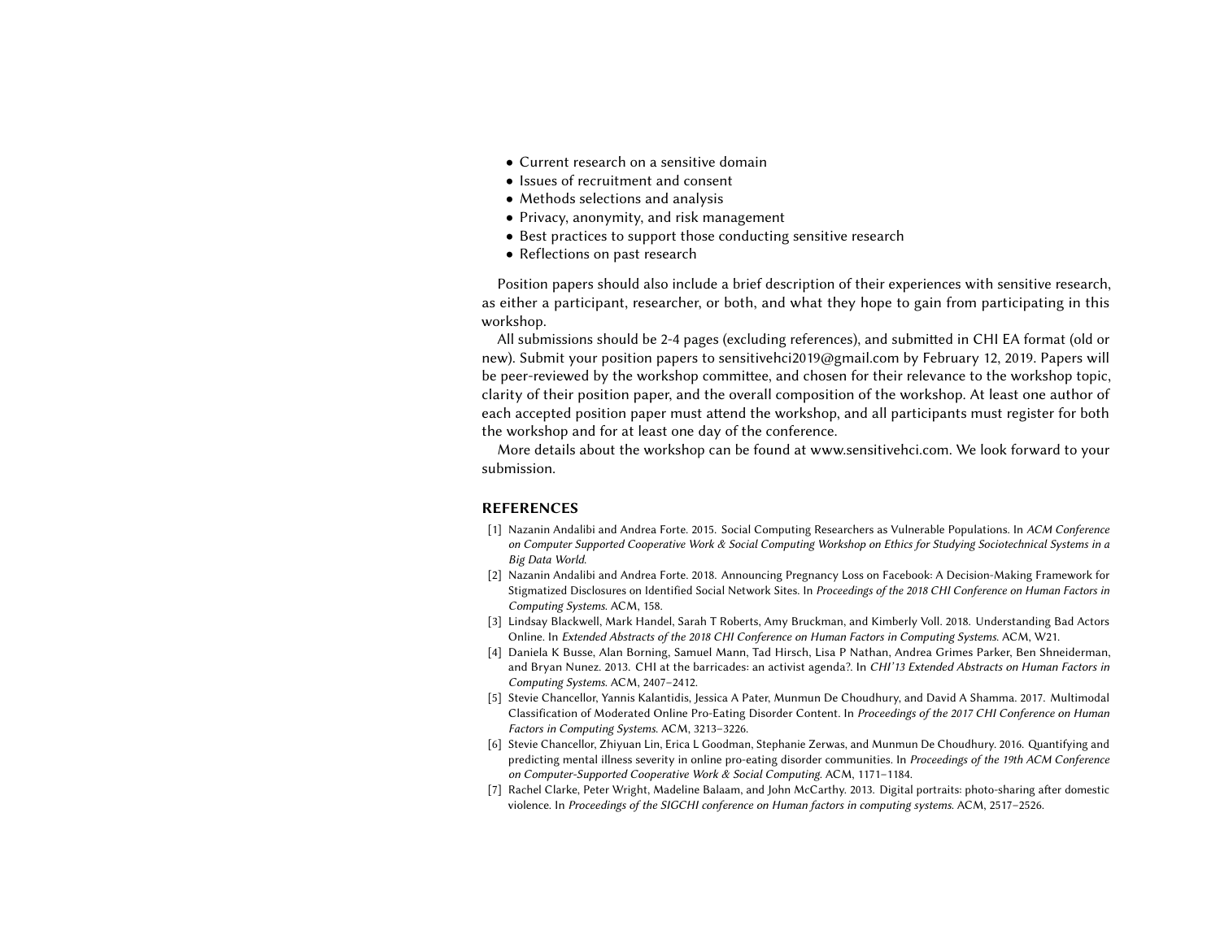- Current research on a sensitive domain
- Issues of recruitment and consent
- Methods selections and analysis
- Privacy, anonymity, and risk management
- Best practices to support those conducting sensitive research
- Reflections on past research

Position papers should also include a brief description of their experiences with sensitive research, as either a participant, researcher, or both, and what they hope to gain from participating in this workshop.

All submissions should be 2-4 pages (excluding references), and submitted in CHI EA format (old or new). Submit your position papers to sensitivehci2019@gmail.com by February 12, 2019. Papers will be peer-reviewed by the workshop committee, and chosen for their relevance to the workshop topic, clarity of their position paper, and the overall composition of the workshop. At least one author of each accepted position paper must attend the workshop, and all participants must register for both the workshop and for at least one day of the conference.

More details about the workshop can be found at www.sensitivehci.com. We look forward to your submission.

## REFERENCES

[1] Nazanin Andalibi and Andrea Forte. 2015. Social Computing Researchers as Vulnerable Populations. In *ACM Conference on Computer Supported Cooperative Work & Social Computing Workshop on Ethics for Studying Sociotechnical Systems in a Big Data World*.

[2] Nazanin Andalibi and Andrea Forte. 2018. Announcing Pregnancy Loss on Facebook: A Decision-Making Framework for Stigmatized Disclosures on Identified Social Network Sites. In *Proceedings of the 2018 CHI Conference on Human Factors in Computing Systems*. ACM, 158.

[3] Lindsay Blackwell, Mark Handel, Sarah T Roberts, Amy Bruckman, and Kimberly Voll. 2018. Understanding Bad Actors Online. In *Extended Abstracts of the 2018 CHI Conference on Human Factors in Computing Systems*. ACM, W21.

[4] Daniela K Busse, Alan Borning, Samuel Mann, Tad Hirsch, Lisa P Nathan, Andrea Grimes Parker, Ben Shneiderman, and Bryan Nunez. 2013. CHI at the barricades: an activist agenda?. In *CHI'13 Extended Abstracts on Human Factors in Computing Systems*. ACM, 2407–2412.

[5] Stevie Chancellor, Yannis Kalantidis, Jessica A Pater, Munmun De Choudhury, and David A Shamma. 2017. Multimodal Classification of Moderated Online Pro-Eating Disorder Content. In *Proceedings of the 2017 CHI Conference on Human Factors in Computing Systems*. ACM, 3213–3226.

[6] Stevie Chancellor, Zhiyuan Lin, Erica L Goodman, Stephanie Zerwas, and Munmun De Choudhury. 2016. Quantifying and predicting mental illness severity in online pro-eating disorder communities. In *Proceedings of the 19th ACM Conference on Computer-Supported Cooperative Work & Social Computing*. ACM, 1171–1184.

[7] Rachel Clarke, Peter Wright, Madeline Balaam, and John McCarthy. 2013. Digital portraits: photo-sharing after domestic violence. In *Proceedings of the SIGCHI conference on Human factors in computing systems*. ACM, 2517–2526.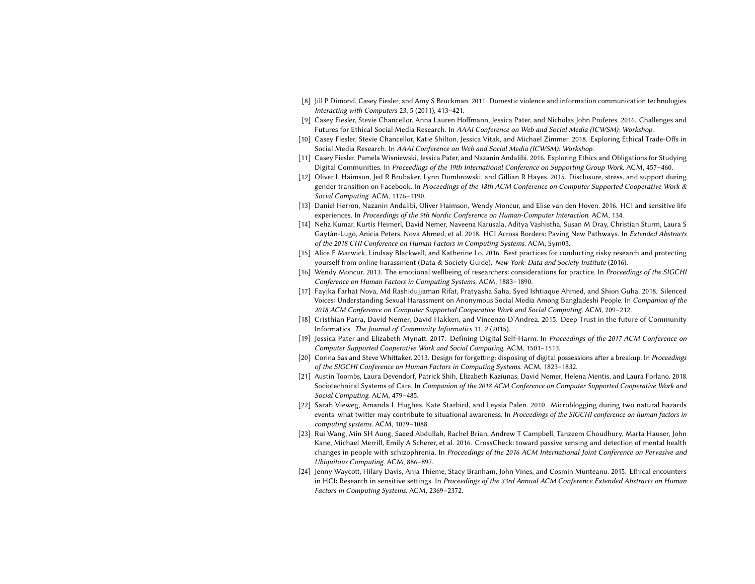[8] Jill P Dimond, Casey Fiesler, and Amy S Bruckman. 2011. Domestic violence and information communication technologies. *Interacting with Computers* 23, 5 (2011), 413–421.

[9] Casey Fiesler, Stevie Chancellor, Anna Lauren Hoffmann, Jessica Pater, and Nicholas John Proferes. 2016. Challenges and Futures for Ethical Social Media Research. In *AAAI Conference on Web and Social Media (ICWSM): Workshop*.

[10] Casey Fiesler, Stevie Chancellor, Katie Shilton, Jessica Vitak, and Michael Zimmer. 2018. Exploring Ethical Trade-Offs in Social Media Research. In *AAAI Conference on Web and Social Media (ICWSM): Workshop*.

[11] Casey Fiesler, Pamela Wisniewski, Jessica Pater, and Nazanin Andalibi. 2016. Exploring Ethics and Obligations for Studying Digital Communities. In *Proceedings of the 19th International Conference on Supporting Group Work*. ACM, 457–460.

[12] Oliver L Haimson, Jed R Brubaker, Lynn Dombrowski, and Gillian R Hayes. 2015. Disclosure, stress, and support during gender transition on Facebook. In *Proceedings of the 18th ACM Conference on Computer Supported Cooperative Work & Social Computing*. ACM, 1176–1190.

[13] Daniel Herron, Nazanin Andalibi, Oliver Haimson, Wendy Moncur, and Elise van den Hoven. 2016. HCI and sensitive life experiences. In *Proceedings of the 9th Nordic Conference on Human-Computer Interaction*. ACM, 134.

[14] Neha Kumar, Kurtis Heimerl, David Nemer, Naveena Karusala, Aditya Vashistha, Susan M Dray, Christian Sturm, Laura S Gaytán-Lugo, Anicia Peters, Nova Ahmed, et al. 2018. HCI Across Borders: Paving New Pathways. In *Extended Abstracts of the 2018 CHI Conference on Human Factors in Computing Systems*. ACM, Sym03.

[15] Alice E Marwick, Lindsay Blackwell, and Katherine Lo. 2016. Best practices for conducting risky research and protecting yourself from online harassment (Data & Society Guide). *New York: Data and Society Institute* (2016).

[16] Wendy Moncur. 2013. The emotional wellbeing of researchers: considerations for practice. In *Proceedings of the SIGCHI Conference on Human Factors in Computing Systems*. ACM, 1883–1890.

[17] Fayika Farhat Nova, Md Rashidujjaman Rifat, Pratyasha Saha, Syed Ishtiaque Ahmed, and Shion Guha. 2018. Silenced Voices: Understanding Sexual Harassment on Anonymous Social Media Among Bangladeshi People. In *Companion of the 2018 ACM Conference on Computer Supported Cooperative Work and Social Computing*. ACM, 209–212.

[18] Cristhian Parra, David Nemer, David Hakken, and Vincenzo D'Andrea. 2015. Deep Trust in the future of Community Informatics. *The Journal of Community Informatics* 11, 2 (2015).

[19] Jessica Pater and Elizabeth Mynatt. 2017. Defining Digital Self-Harm. In *Proceedings of the 2017 ACM Conference on Computer Supported Cooperative Work and Social Computing*. ACM, 1501–1513.

[20] Corina Sas and Steve Whittaker. 2013. Design for forgetting: disposing of digital possessions after a breakup. In *Proceedings of the SIGCHI Conference on Human Factors in Computing Systems*. ACM, 1823–1832.

[21] Austin Toombs, Laura Devendorf, Patrick Shih, Elizabeth Kaziunas, David Nemer, Helena Mentis, and Laura Forlano. 2018. Sociotechnical Systems of Care. In *Companion of the 2018 ACM Conference on Computer Supported Cooperative Work and Social Computing*. ACM, 479–485.

[22] Sarah Vieweg, Amanda L Hughes, Kate Starbird, and Leysia Palen. 2010. Microblogging during two natural hazards events: what twitter may contribute to situational awareness. In *Proceedings of the SIGCHI conference on human factors in computing systems*. ACM, 1079–1088.

[23] Rui Wang, Min SH Aung, Saeed Abdullah, Rachel Brian, Andrew T Campbell, Tanzeem Choudhury, Marta Hauser, John Kane, Michael Merrill, Emily A Scherer, et al. 2016. CrossCheck: toward passive sensing and detection of mental health changes in people with schizophrenia. In *Proceedings of the 2016 ACM International Joint Conference on Pervasive and Ubiquitous Computing*. ACM, 886–897.

[24] Jenny Waycott, Hilary Davis, Anja Thieme, Stacy Branham, John Vines, and Cosmin Munteanu. 2015. Ethical encounters in HCI: Research in sensitive settings. In *Proceedings of the 33rd Annual ACM Conference Extended Abstracts on Human Factors in Computing Systems*. ACM, 2369–2372.